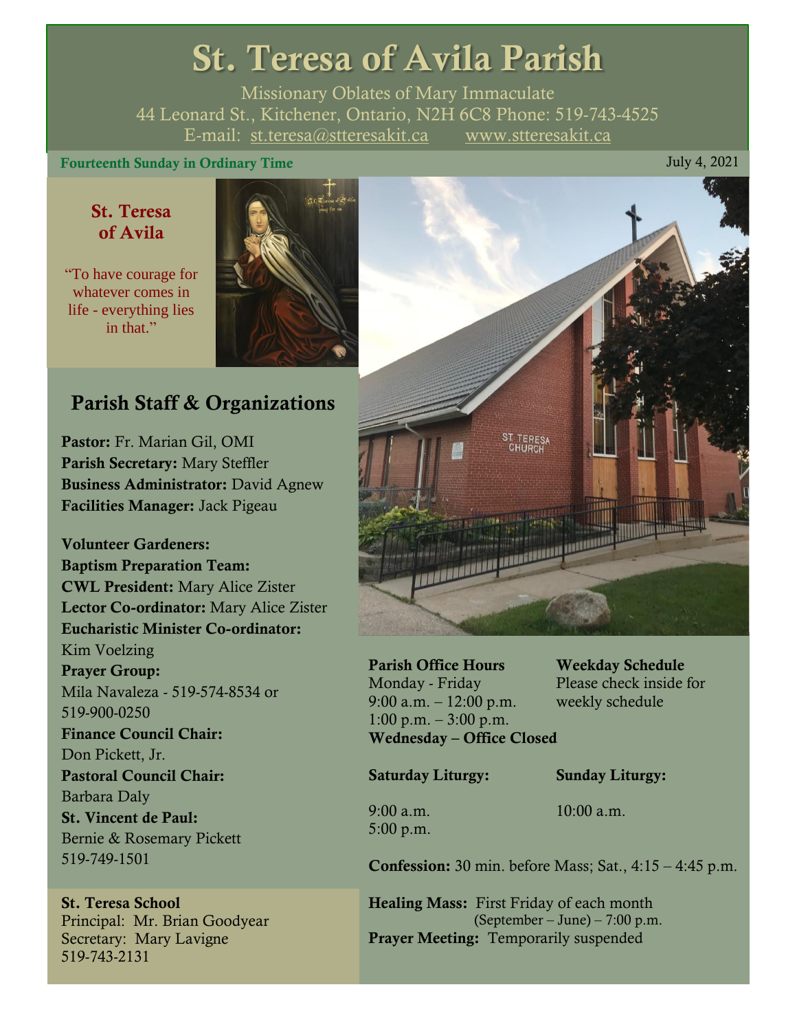# St. Teresa of Avila Parish

Missionary Oblates of Mary Immaculate
44 Leonard St., Kitchener, Ontario, N2H 6C8 Phone: 519-743-4525
E-mail: st.teresa@stteresakit.ca www.stteresakit.ca

**Fourteenth Sunday in Ordinary Time** July 4, 2021

### St. Teresa of Avila

"To have courage for whatever comes in life - everything lies in that."

## Parish Staff & Organizations

**Pastor:** Fr. Marian Gil, OMI
**Parish Secretary:** Mary Steffler
**Business Administrator:** David Agnew
**Facilities Manager:** Jack Pigeau

**Volunteer Gardeners:**
**Baptism Preparation Team:**
**CWL President:** Mary Alice Zister
**Lector Co-ordinator:** Mary Alice Zister
**Eucharistic Minister Co-ordinator:** Kim Voelzing
**Prayer Group:** Mila Navaleza - 519-574-8534 or 519-900-0250
**Finance Council Chair:** Don Pickett, Jr.
**Pastoral Council Chair:** Barbara Daly
**St. Vincent de Paul:** Bernie & Rosemary Pickett 519-749-1501

**St. Teresa School**
Principal: Mr. Brian Goodyear
Secretary: Mary Lavigne
519-743-2131

**Parish Office Hours**
Monday - Friday
9:00 a.m. – 12:00 p.m.
1:00 p.m. – 3:00 p.m.
**Wednesday – Office Closed**

**Weekday Schedule**
Please check inside for weekly schedule

**Saturday Liturgy:**
9:00 a.m.
5:00 p.m.

**Sunday Liturgy:**
10:00 a.m.

**Confession:** 30 min. before Mass; Sat., 4:15 – 4:45 p.m.

**Healing Mass:** First Friday of each month (September – June) – 7:00 p.m.
**Prayer Meeting:** Temporarily suspended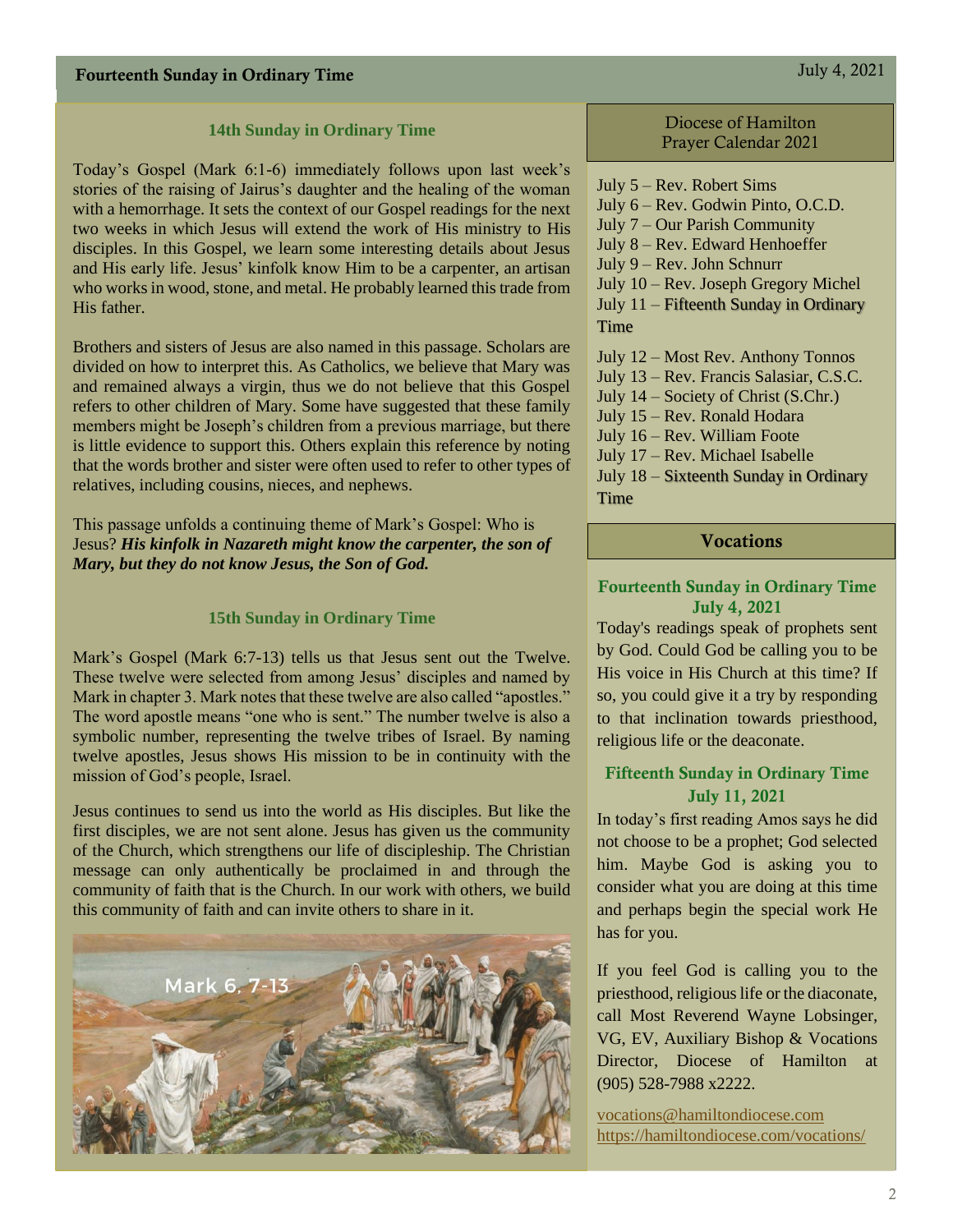## 14th Sunday in Ordinary Time

Today's Gospel (Mark 6:1-6) immediately follows upon last week's stories of the raising of Jairus's daughter and the healing of the woman with a hemorrhage. It sets the context of our Gospel readings for the next two weeks in which Jesus will extend the work of His ministry to His disciples. In this Gospel, we learn some interesting details about Jesus and His early life. Jesus' kinfolk know Him to be a carpenter, an artisan who works in wood, stone, and metal. He probably learned this trade from His father.

Brothers and sisters of Jesus are also named in this passage. Scholars are divided on how to interpret this. As Catholics, we believe that Mary was and remained always a virgin, thus we do not believe that this Gospel refers to other children of Mary. Some have suggested that these family members might be Joseph's children from a previous marriage, but there is little evidence to support this. Others explain this reference by noting that the words brother and sister were often used to refer to other types of relatives, including cousins, nieces, and nephews.

This passage unfolds a continuing theme of Mark's Gospel: Who is Jesus? ***His kinfolk in Nazareth might know the carpenter, the son of Mary, but they do not know Jesus, the Son of God.***

## 15th Sunday in Ordinary Time

Mark's Gospel (Mark 6:7-13) tells us that Jesus sent out the Twelve. These twelve were selected from among Jesus' disciples and named by Mark in chapter 3. Mark notes that these twelve are also called "apostles." The word apostle means "one who is sent." The number twelve is also a symbolic number, representing the twelve tribes of Israel. By naming twelve apostles, Jesus shows His mission to be in continuity with the mission of God's people, Israel.

Jesus continues to send us into the world as His disciples. But like the first disciples, we are not sent alone. Jesus has given us the community of the Church, which strengthens our life of discipleship. The Christian message can only authentically be proclaimed in and through the community of faith that is the Church. In our work with others, we build this community of faith and can invite others to share in it.

Mark 6, 7-13

## Diocese of Hamilton Prayer Calendar 2021

July 5 – Rev. Robert Sims
July 6 – Rev. Godwin Pinto, O.C.D.
July 7 – Our Parish Community
July 8 – Rev. Edward Henhoeffer
July 9 – Rev. John Schnurr
July 10 – Rev. Joseph Gregory Michel
July 11 – Fifteenth Sunday in Ordinary Time

July 12 – Most Rev. Anthony Tonnos
July 13 – Rev. Francis Salasiar, C.S.C.
July 14 – Society of Christ (S.Chr.)
July 15 – Rev. Ronald Hodara
July 16 – Rev. William Foote
July 17 – Rev. Michael Isabelle
July 18 – Sixteenth Sunday in Ordinary Time

## Vocations

### Fourteenth Sunday in Ordinary Time July 4, 2021

Today's readings speak of prophets sent by God. Could God be calling you to be His voice in His Church at this time? If so, you could give it a try by responding to that inclination towards priesthood, religious life or the deaconate.

### Fifteenth Sunday in Ordinary Time July 11, 2021

In today's first reading Amos says he did not choose to be a prophet; God selected him. Maybe God is asking you to consider what you are doing at this time and perhaps begin the special work He has for you.

If you feel God is calling you to the priesthood, religious life or the diaconate, call Most Reverend Wayne Lobsinger, VG, EV, Auxiliary Bishop & Vocations Director, Diocese of Hamilton at (905) 528-7988 x2222.

vocations@hamiltondiocese.com
https://hamiltondiocese.com/vocations/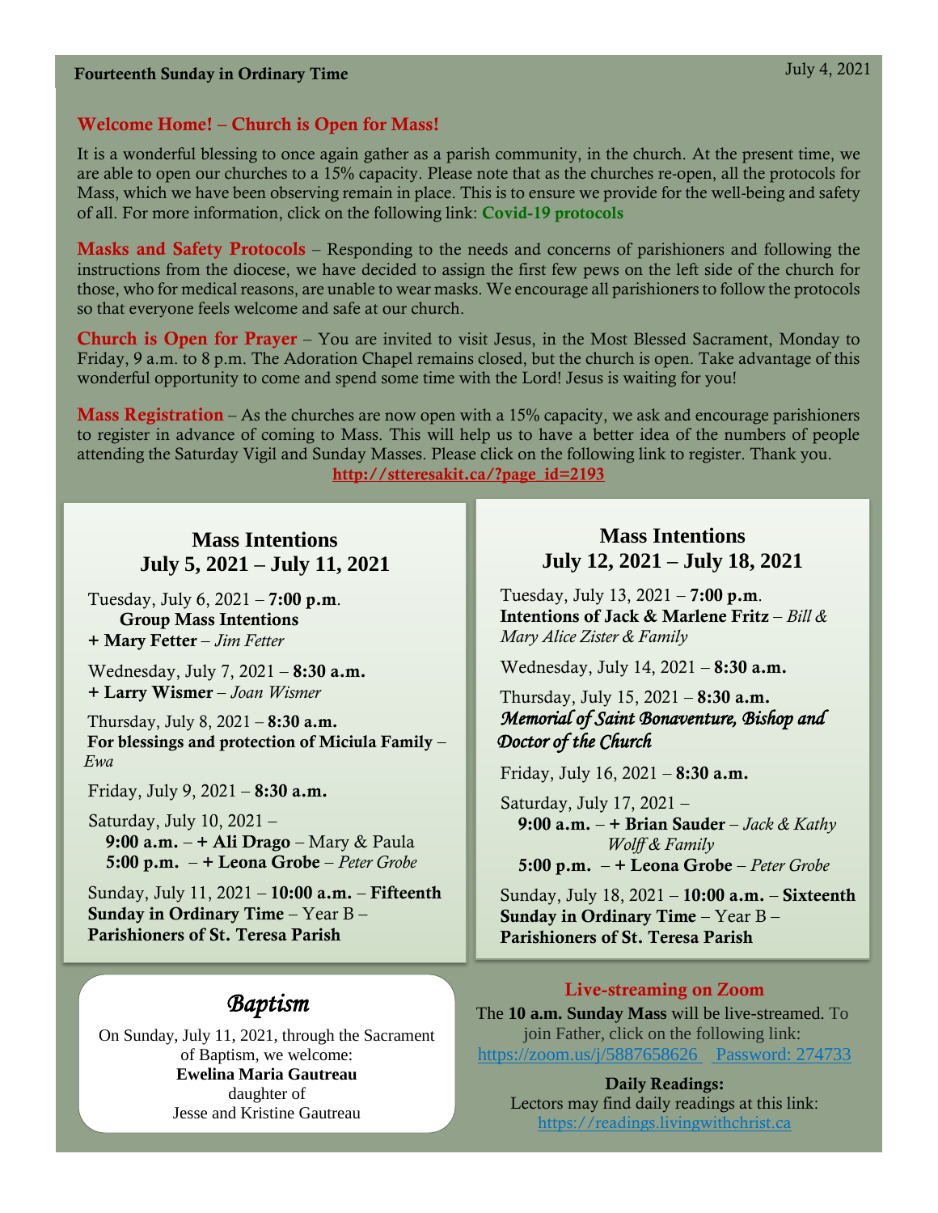**Fourteenth Sunday in Ordinary Time** July 4, 2021

## Welcome Home! – Church is Open for Mass!

It is a wonderful blessing to once again gather as a parish community, in the church. At the present time, we are able to open our churches to a 15% capacity. Please note that as the churches re-open, all the protocols for Mass, which we have been observing remain in place. This is to ensure we provide for the well-being and safety of all. For more information, click on the following link: **Covid-19 protocols**

**Masks and Safety Protocols** – Responding to the needs and concerns of parishioners and following the instructions from the diocese, we have decided to assign the first few pews on the left side of the church for those, who for medical reasons, are unable to wear masks. We encourage all parishioners to follow the protocols so that everyone feels welcome and safe at our church.

**Church is Open for Prayer** – You are invited to visit Jesus, in the Most Blessed Sacrament, Monday to Friday, 9 a.m. to 8 p.m. The Adoration Chapel remains closed, but the church is open. Take advantage of this wonderful opportunity to come and spend some time with the Lord! Jesus is waiting for you!

**Mass Registration** – As the churches are now open with a 15% capacity, we ask and encourage parishioners to register in advance of coming to Mass. This will help us to have a better idea of the numbers of people attending the Saturday Vigil and Sunday Masses. Please click on the following link to register. Thank you.

**http://stteresakit.ca/?page_id=2193**

## Mass Intentions
## July 5, 2021 – July 11, 2021

Tuesday, July 6, 2021 – **7:00 p.m**.
**Group Mass Intentions**
**+ Mary Fetter** – *Jim Fetter*

Wednesday, July 7, 2021 – **8:30 a.m.**
**+ Larry Wismer** – *Joan Wismer*

Thursday, July 8, 2021 – **8:30 a.m.**
**For blessings and protection of Miciula Family** – *Ewa*

Friday, July 9, 2021 – **8:30 a.m.**

Saturday, July 10, 2021 –
**9:00 a.m.** – **+ Ali Drago** – Mary & Paula
**5:00 p.m.** – **+ Leona Grobe** – *Peter Grobe*

Sunday, July 11, 2021 – **10:00 a.m.** – **Fifteenth Sunday in Ordinary Time** – Year B – **Parishioners of St. Teresa Parish**

## Mass Intentions
## July 12, 2021 – July 18, 2021

Tuesday, July 13, 2021 – **7:00 p.m**.
**Intentions of Jack & Marlene Fritz** – *Bill & Mary Alice Zister & Family*

Wednesday, July 14, 2021 – **8:30 a.m.**

Thursday, July 15, 2021 – **8:30 a.m.**
***Memorial of Saint Bonaventure, Bishop and Doctor of the Church***

Friday, July 16, 2021 – **8:30 a.m.**

Saturday, July 17, 2021 –
**9:00 a.m.** – **+ Brian Sauder** – *Jack & Kathy Wolff & Family*
**5:00 p.m.** – **+ Leona Grobe** – *Peter Grobe*

Sunday, July 18, 2021 – **10:00 a.m.** – **Sixteenth Sunday in Ordinary Time** – Year B – **Parishioners of St. Teresa Parish**

## *Baptism*

On Sunday, July 11, 2021, through the Sacrament of Baptism, we welcome:
**Ewelina Maria Gautreau**
daughter of
Jesse and Kristine Gautreau

## Live-streaming on Zoom

The **10 a.m. Sunday Mass** will be live-streamed. To join Father, click on the following link:
https://zoom.us/j/5887658626 Password: 274733

**Daily Readings:**
Lectors may find daily readings at this link:
https://readings.livingwithchrist.ca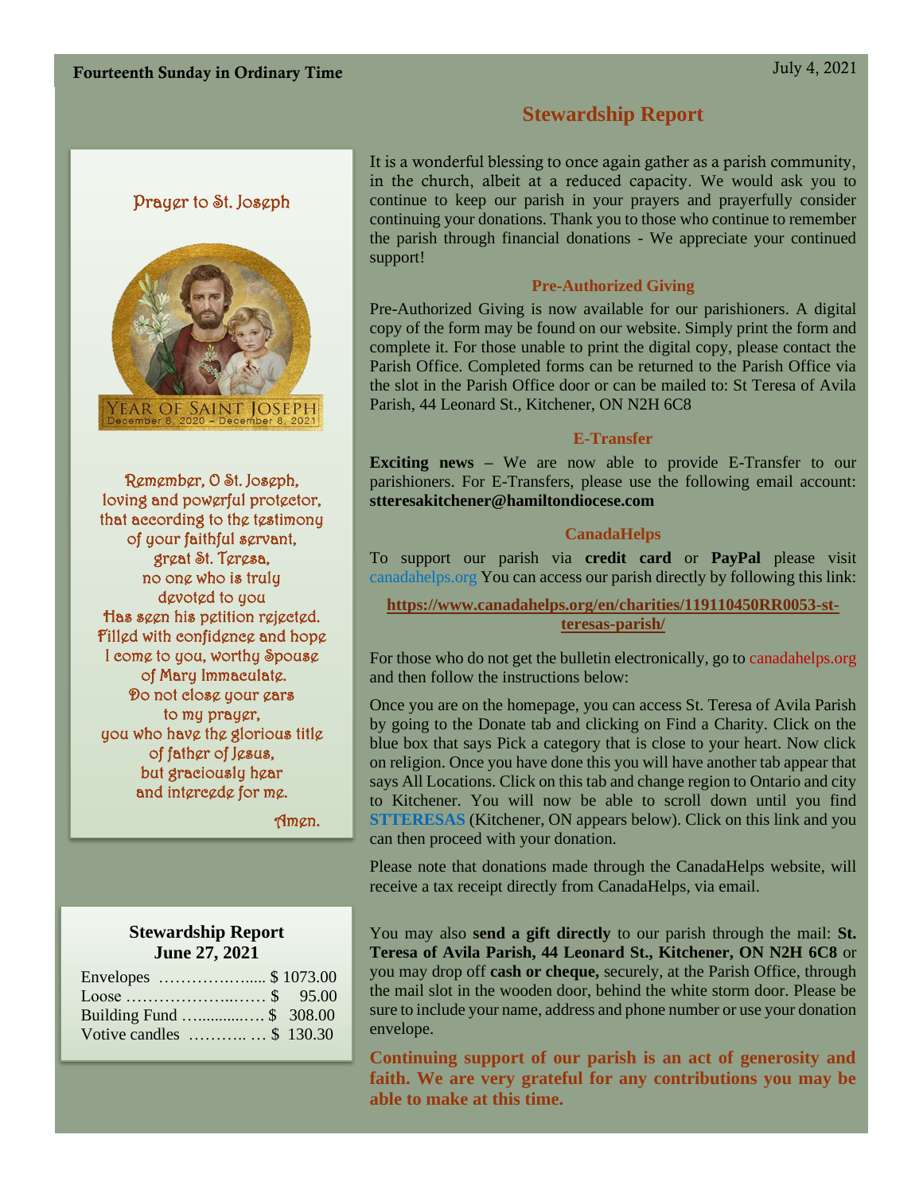**Fourteenth Sunday in Ordinary Time** July 4, 2021

## Stewardship Report

It is a wonderful blessing to once again gather as a parish community, in the church, albeit at a reduced capacity. We would ask you to continue to keep our parish in your prayers and prayerfully consider continuing your donations. Thank you to those who continue to remember the parish through financial donations - We appreciate your continued support!

### Pre-Authorized Giving

Pre-Authorized Giving is now available for our parishioners. A digital copy of the form may be found on our website. Simply print the form and complete it. For those unable to print the digital copy, please contact the Parish Office. Completed forms can be returned to the Parish Office via the slot in the Parish Office door or can be mailed to: St Teresa of Avila Parish, 44 Leonard St., Kitchener, ON N2H 6C8

### E-Transfer

**Exciting news** – We are now able to provide E-Transfer to our parishioners. For E-Transfers, please use the following email account: **stteresakitchener@hamiltondiocese.com**

### CanadaHelps

To support our parish via **credit card** or **PayPal** please visit canadahelps.org You can access our parish directly by following this link:

**https://www.canadahelps.org/en/charities/119110450RR0053-st-teresas-parish/**

For those who do not get the bulletin electronically, go to canadahelps.org and then follow the instructions below:

Once you are on the homepage, you can access St. Teresa of Avila Parish by going to the Donate tab and clicking on Find a Charity. Click on the blue box that says Pick a category that is close to your heart. Now click on religion. Once you have done this you will have another tab appear that says All Locations. Click on this tab and change region to Ontario and city to Kitchener. You will now be able to scroll down until you find **STTERESAS** (Kitchener, ON appears below). Click on this link and you can then proceed with your donation.

Please note that donations made through the CanadaHelps website, will receive a tax receipt directly from CanadaHelps, via email.

You may also **send a gift directly** to our parish through the mail: **St. Teresa of Avila Parish, 44 Leonard St., Kitchener, ON N2H 6C8** or you may drop off **cash or cheque,** securely, at the Parish Office, through the mail slot in the wooden door, behind the white storm door. Please be sure to include your name, address and phone number or use your donation envelope.

**Continuing support of our parish is an act of generosity and faith. We are very grateful for any contributions you may be able to make at this time.**

### Prayer to St. Joseph

YEAR OF SAINT JOSEPH
December 8, 2020 – December 8, 2021

Remember, O St. Joseph,
loving and powerful protector,
that according to the testimony
of your faithful servant,
great St. Teresa,
no one who is truly
devoted to you
Has seen his petition rejected.
Filled with confidence and hope
I come to you, worthy Spouse
of Mary Immaculate.
Do not close your ears
to my prayer,
you who have the glorious title
of father of Jesus,
but graciously hear
and intercede for me.

Amen.

### Stewardship Report June 27, 2021

| | |
|---|---|
| Envelopes | $ 1073.00 |
| Loose | $ 95.00 |
| Building Fund | $ 308.00 |
| Votive candles | $ 130.30 |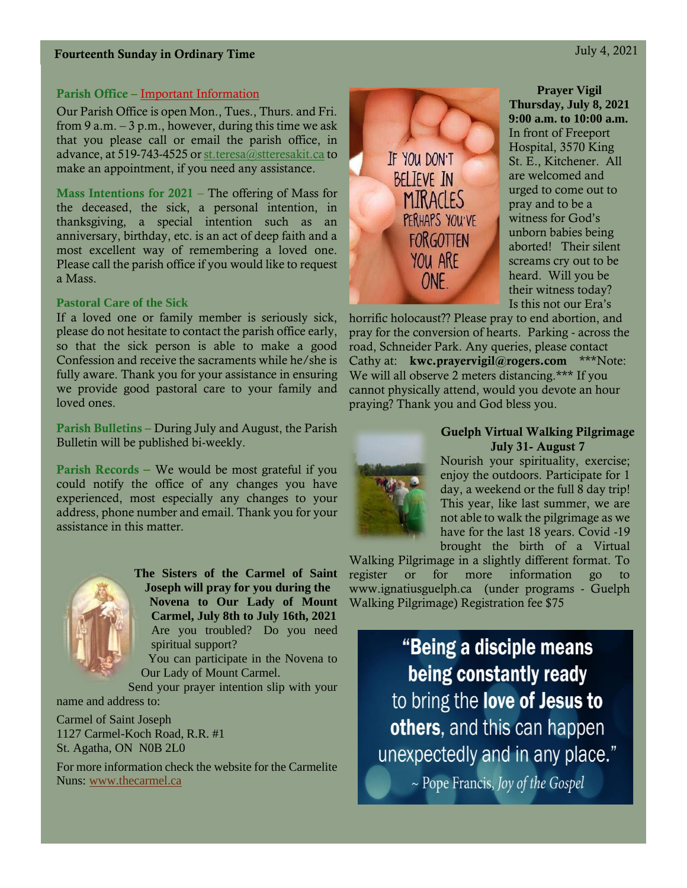**Fourteenth Sunday in Ordinary Time** July 4, 2021

**Parish Office** – Important Information

Our Parish Office is open Mon., Tues., Thurs. and Fri. from 9 a.m. – 3 p.m., however, during this time we ask that you please call or email the parish office, in advance, at 519-743-4525 or st.teresa@stteresakit.ca to make an appointment, if you need any assistance.

**Mass Intentions for 2021** – The offering of Mass for the deceased, the sick, a personal intention, in thanksgiving, a special intention such as an anniversary, birthday, etc. is an act of deep faith and a most excellent way of remembering a loved one. Please call the parish office if you would like to request a Mass.

**Pastoral Care of the Sick**

If a loved one or family member is seriously sick, please do not hesitate to contact the parish office early, so that the sick person is able to make a good Confession and receive the sacraments while he/she is fully aware. Thank you for your assistance in ensuring we provide good pastoral care to your family and loved ones.

**Parish Bulletins** – During July and August, the Parish Bulletin will be published bi-weekly.

**Parish Records** – We would be most grateful if you could notify the office of any changes you have experienced, most especially any changes to your address, phone number and email. Thank you for your assistance in this matter.

**The Sisters of the Carmel of Saint Joseph will pray for you during the Novena to Our Lady of Mount Carmel, July 8th to July 16th, 2021**

Are you troubled? Do you need spiritual support?

You can participate in the Novena to Our Lady of Mount Carmel.

Send your prayer intention slip with your name and address to:

Carmel of Saint Joseph
1127 Carmel-Koch Road, R.R. #1
St. Agatha, ON N0B 2L0

For more information check the website for the Carmelite Nuns: www.thecarmel.ca

IF YOU DON'T BELIEVE IN MIRACLES PERHAPS YOU'VE FORGOTTEN YOU ARE ONE.

**Prayer Vigil**
**Thursday, July 8, 2021**
**9:00 a.m. to 10:00 a.m.**

In front of Freeport Hospital, 3570 King St. E., Kitchener. All are welcomed and urged to come out to pray and to be a witness for God's unborn babies being aborted! Their silent screams cry out to be heard. Will you be their witness today? Is this not our Era's horrific holocaust?? Please pray to end abortion, and pray for the conversion of hearts. Parking - across the road, Schneider Park. Any queries, please contact Cathy at: **kwc.prayervigil@rogers.com** \*\*\*Note: We will all observe 2 meters distancing.\*\*\* If you cannot physically attend, would you devote an hour praying? Thank you and God bless you.

**Guelph Virtual Walking Pilgrimage**
**July 31- August 7**

Nourish your spirituality, exercise; enjoy the outdoors. Participate for 1 day, a weekend or the full 8 day trip! This year, like last summer, we are not able to walk the pilgrimage as we have for the last 18 years. Covid -19 brought the birth of a Virtual Walking Pilgrimage in a slightly different format. To register or for more information go to www.ignatiusguelph.ca (under programs - Guelph Walking Pilgrimage) Registration fee $75

"**Being a disciple means being constantly ready** to bring the **love of Jesus to others**, and this can happen unexpectedly and in any place."
~ Pope Francis, *Joy of the Gospel*